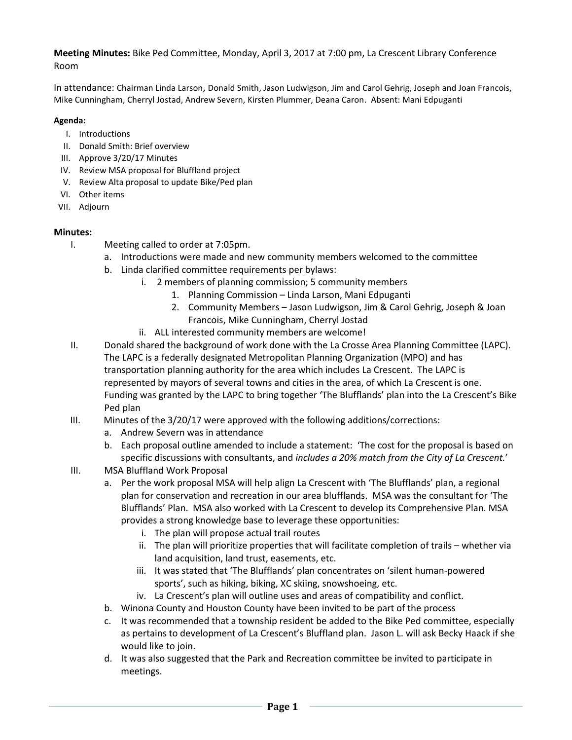**Meeting Minutes:** Bike Ped Committee, Monday, April 3, 2017 at 7:00 pm, La Crescent Library Conference Room

In attendance: Chairman Linda Larson, Donald Smith, Jason Ludwigson, Jim and Carol Gehrig, Joseph and Joan Francois, Mike Cunningham, Cherryl Jostad, Andrew Severn, Kirsten Plummer, Deana Caron. Absent: Mani Edpuganti

**Agenda:**

I. Introductions
II. Donald Smith: Brief overview
III. Approve 3/20/17 Minutes
IV. Review MSA proposal for Bluffland project
V. Review Alta proposal to update Bike/Ped plan
VI. Other items
VII. Adjourn

**Minutes:**

I. Meeting called to order at 7:05pm.
   a. Introductions were made and new community members welcomed to the committee
   b. Linda clarified committee requirements per bylaws:
      i. 2 members of planning commission; 5 community members
         1. Planning Commission – Linda Larson, Mani Edpuganti
         2. Community Members – Jason Ludwigson, Jim & Carol Gehrig, Joseph & Joan Francois, Mike Cunningham, Cherryl Jostad
      ii. ALL interested community members are welcome!

II. Donald shared the background of work done with the La Crosse Area Planning Committee (LAPC). The LAPC is a federally designated Metropolitan Planning Organization (MPO) and has transportation planning authority for the area which includes La Crescent. The LAPC is represented by mayors of several towns and cities in the area, of which La Crescent is one. Funding was granted by the LAPC to bring together 'The Bluffland' plan into the La Crescent's Bike Ped plan

III. Minutes of the 3/20/17 were approved with the following additions/corrections:
   a. Andrew Severn was in attendance
   b. Each proposal outline amended to include a statement: 'The cost for the proposal is based on specific discussions with consultants, and *includes a 20% match from the City of La Crescent.*'

III. MSA Bluffland Work Proposal
   a. Per the work proposal MSA will help align La Crescent with 'The Blufflands' plan, a regional plan for conservation and recreation in our area blufflands. MSA was the consultant for 'The Blufflands' Plan. MSA also worked with La Crescent to develop its Comprehensive Plan. MSA provides a strong knowledge base to leverage these opportunities:
      i. The plan will propose actual trail routes
      ii. The plan will prioritize properties that will facilitate completion of trails – whether via land acquisition, land trust, easements, etc.
      iii. It was stated that 'The Blufflands' plan concentrates on 'silent human-powered sports', such as hiking, biking, XC skiing, snowshoeing, etc.
      iv. La Crescent's plan will outline uses and areas of compatibility and conflict.
   b. Winona County and Houston County have been invited to be part of the process
   c. It was recommended that a township resident be added to the Bike Ped committee, especially as pertains to development of La Crescent's Bluffland plan. Jason L. will ask Becky Haack if she would like to join.
   d. It was also suggested that the Park and Recreation committee be invited to participate in meetings.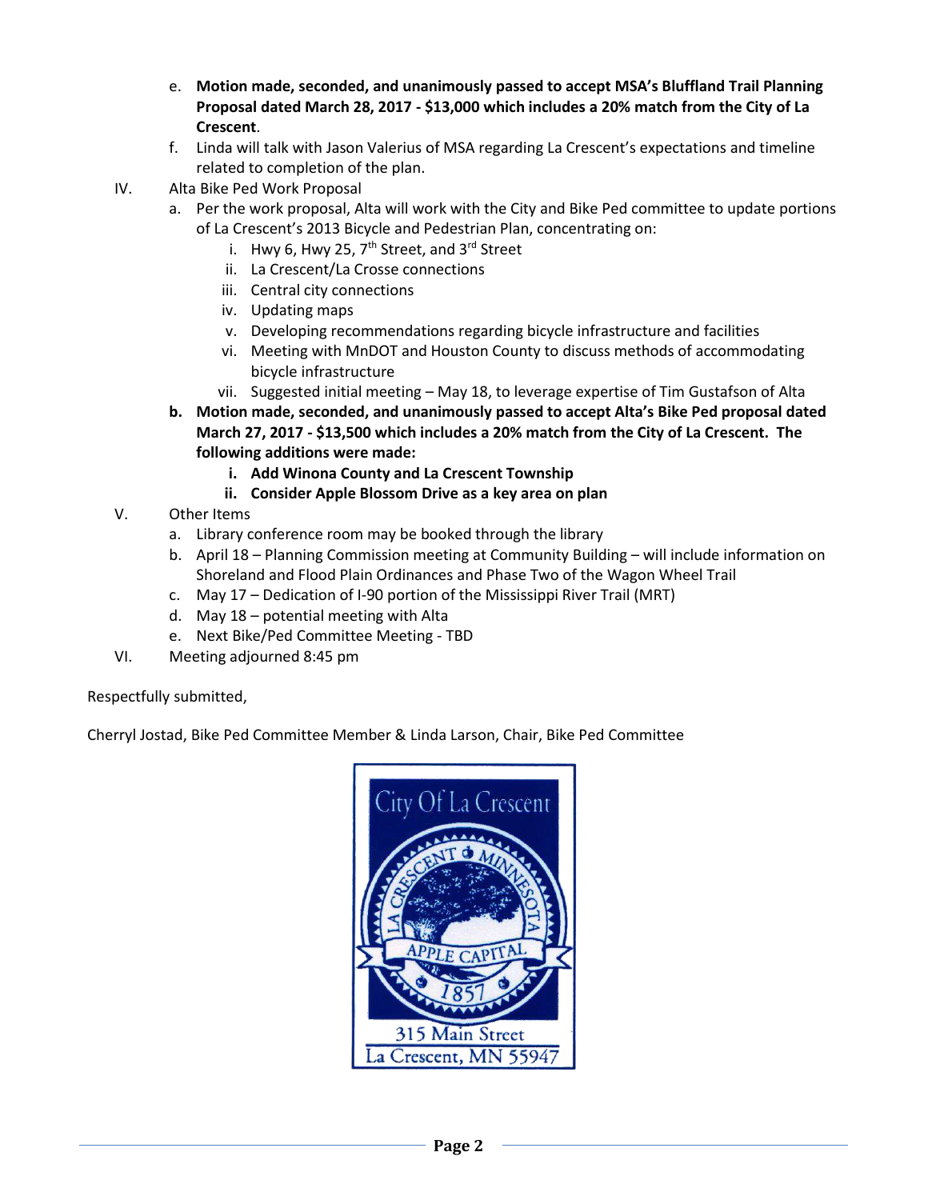e. **Motion made, seconded, and unanimously passed to accept MSA's Bluffland Trail Planning Proposal dated March 28, 2017 - $13,000 which includes a 20% match from the City of La Crescent**.

f. Linda will talk with Jason Valerius of MSA regarding La Crescent's expectations and timeline related to completion of the plan.

IV. Alta Bike Ped Work Proposal

a. Per the work proposal, Alta will work with the City and Bike Ped committee to update portions of La Crescent's 2013 Bicycle and Pedestrian Plan, concentrating on:
   i. Hwy 6, Hwy 25, 7th Street, and 3rd Street
   ii. La Crescent/La Crosse connections
   iii. Central city connections
   iv. Updating maps
   v. Developing recommendations regarding bicycle infrastructure and facilities
   vi. Meeting with MnDOT and Houston County to discuss methods of accommodating bicycle infrastructure
   vii. Suggested initial meeting – May 18, to leverage expertise of Tim Gustafson of Alta

**b. Motion made, seconded, and unanimously passed to accept Alta's Bike Ped proposal dated March 27, 2017 - $13,500 which includes a 20% match from the City of La Crescent. The following additions were made:**
   **i. Add Winona County and La Crescent Township**
   **ii. Consider Apple Blossom Drive as a key area on plan**

V. Other Items

a. Library conference room may be booked through the library

b. April 18 – Planning Commission meeting at Community Building – will include information on Shoreland and Flood Plain Ordinances and Phase Two of the Wagon Wheel Trail

c. May 17 – Dedication of I-90 portion of the Mississippi River Trail (MRT)

d. May 18 – potential meeting with Alta

e. Next Bike/Ped Committee Meeting - TBD

VI. Meeting adjourned 8:45 pm

Respectfully submitted,

Cherryl Jostad, Bike Ped Committee Member & Linda Larson, Chair, Bike Ped Committee

City Of La Crescent
LA CRESCENT MINNESOTA
APPLE CAPITAL
1857
315 Main Street
La Crescent, MN 55947